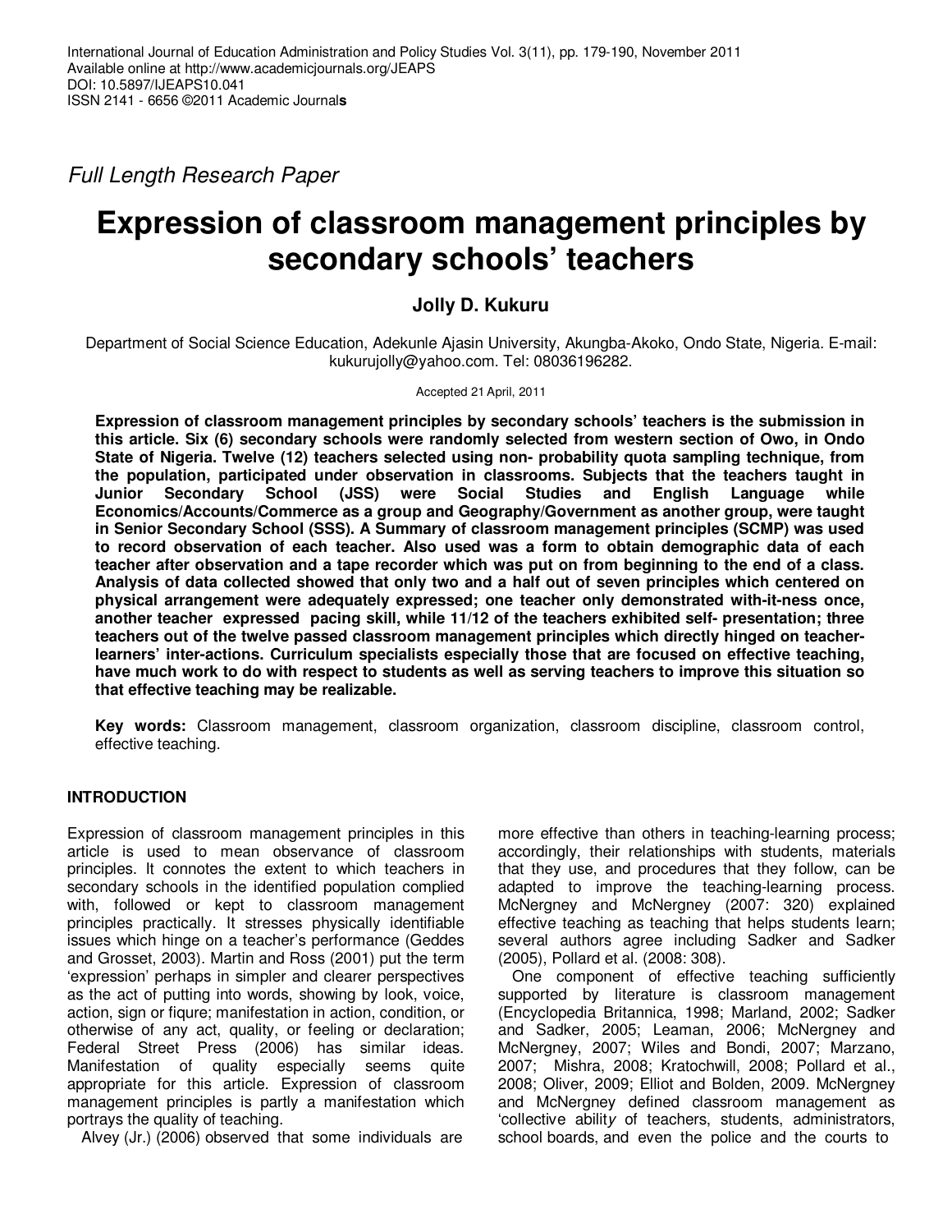*Full Length Research Paper*

# Expression of classroom management principles by secondary schools' teachers

**Jolly D. Kukuru**

Department of Social Science Education, Adekunle Ajasin University, Akungba-Akoko, Ondo State, Nigeria. E-mail: kukurujolly@yahoo.com. Tel: 08036196282.

Accepted 21 April, 2011

**Expression of classroom management principles by secondary schools' teachers is the submission in this article. Six (6) secondary schools were randomly selected from western section of Owo, in Ondo State of Nigeria. Twelve (12) teachers selected using non- probability quota sampling technique, from the population, participated under observation in classrooms. Subjects that the teachers taught in Junior Secondary School (JSS) were Social Studies and English Language while Economics/Accounts/Commerce as a group and Geography/Government as another group, were taught in Senior Secondary School (SSS). A Summary of classroom management principles (SCMP) was used to record observation of each teacher. Also used was a form to obtain demographic data of each teacher after observation and a tape recorder which was put on from beginning to the end of a class. Analysis of data collected showed that only two and a half out of seven principles which centered on physical arrangement were adequately expressed; one teacher only demonstrated with-it-ness once, another teacher expressed pacing skill, while 11/12 of the teachers exhibited self- presentation; three teachers out of the twelve passed classroom management principles which directly hinged on teacher-learners' inter-actions. Curriculum specialists especially those that are focused on effective teaching, have much work to do with respect to students as well as serving teachers to improve this situation so that effective teaching may be realizable.**

**Key words:** Classroom management, classroom organization, classroom discipline, classroom control, effective teaching.

## INTRODUCTION

Expression of classroom management principles in this article is used to mean observance of classroom principles. It connotes the extent to which teachers in secondary schools in the identified population complied with, followed or kept to classroom management principles practically. It stresses physically identifiable issues which hinge on a teacher's performance (Geddes and Grosset, 2003). Martin and Ross (2001) put the term 'expression' perhaps in simpler and clearer perspectives as the act of putting into words, showing by look, voice, action, sign or fiqure; manifestation in action, condition, or otherwise of any act, quality, or feeling or declaration; Federal Street Press (2006) has similar ideas. Manifestation of quality especially seems quite appropriate for this article. Expression of classroom management principles is partly a manifestation which portrays the quality of teaching.

Alvey (Jr.) (2006) observed that some individuals are more effective than others in teaching-learning process; accordingly, their relationships with students, materials that they use, and procedures that they follow, can be adapted to improve the teaching-learning process. McNergney and McNergney (2007: 320) explained effective teaching as teaching that helps students learn; several authors agree including Sadker and Sadker (2005), Pollard et al. (2008: 308).

One component of effective teaching sufficiently supported by literature is classroom management (Encyclopedia Britannica, 1998; Marland, 2002; Sadker and Sadker, 2005; Leaman, 2006; McNergney and McNergney, 2007; Wiles and Bondi, 2007; Marzano, 2007; Mishra, 2008; Kratochwill, 2008; Pollard et al., 2008; Oliver, 2009; Elliot and Bolden, 2009. McNergney and McNergney defined classroom management as 'collective ability of teachers, students, administrators, school boards, and even the police and the courts to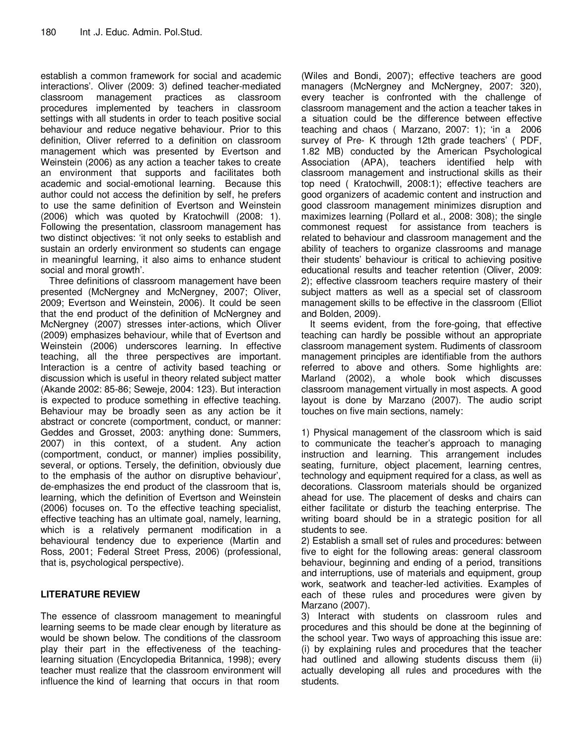establish a common framework for social and academic interactions'. Oliver (2009: 3) defined teacher-mediated classroom management practices as classroom procedures implemented by teachers in classroom settings with all students in order to teach positive social behaviour and reduce negative behaviour. Prior to this definition, Oliver referred to a definition on classroom management which was presented by Evertson and Weinstein (2006) as any action a teacher takes to create an environment that supports and facilitates both academic and social-emotional learning. Because this author could not access the definition by self, he prefers to use the same definition of Evertson and Weinstein (2006) which was quoted by Kratochwill (2008: 1). Following the presentation, classroom management has two distinct objectives: 'it not only seeks to establish and sustain an orderly environment so students can engage in meaningful learning, it also aims to enhance student social and moral growth'.

Three definitions of classroom management have been presented (McNergney and McNergney, 2007; Oliver, 2009; Evertson and Weinstein, 2006). It could be seen that the end product of the definition of McNergney and McNergney (2007) stresses inter-actions, which Oliver (2009) emphasizes behaviour, while that of Evertson and Weinstein (2006) underscores learning. In effective teaching, all the three perspectives are important. Interaction is a centre of activity based teaching or discussion which is useful in theory related subject matter (Akande 2002: 85-86; Seweje, 2004: 123). But interaction is expected to produce something in effective teaching. Behaviour may be broadly seen as any action be it abstract or concrete (comportment, conduct, or manner: Geddes and Grosset, 2003: anything done: Summers, 2007) in this context, of a student. Any action (comportment, conduct, or manner) implies possibility, several, or options. Tersely, the definition, obviously due to the emphasis of the author on disruptive behaviour', de-emphasizes the end product of the classroom that is, learning, which the definition of Evertson and Weinstein (2006) focuses on. To the effective teaching specialist, effective teaching has an ultimate goal, namely, learning, which is a relatively permanent modification in a behavioural tendency due to experience (Martin and Ross, 2001; Federal Street Press, 2006) (professional, that is, psychological perspective).

## LITERATURE REVIEW

The essence of classroom management to meaningful learning seems to be made clear enough by literature as would be shown below. The conditions of the classroom play their part in the effectiveness of the teaching-learning situation (Encyclopedia Britannica, 1998); every teacher must realize that the classroom environment will influence the kind of learning that occurs in that room (Wiles and Bondi, 2007); effective teachers are good managers (McNergney and McNergney, 2007: 320), every teacher is confronted with the challenge of classroom management and the action a teacher takes in a situation could be the difference between effective teaching and chaos ( Marzano, 2007: 1); 'in a 2006 survey of Pre- K through 12th grade teachers' ( PDF, 1.82 MB) conducted by the American Psychological Association (APA), teachers identified help with classroom management and instructional skills as their top need ( Kratochwill, 2008:1); effective teachers are good organizers of academic content and instruction and good classroom management minimizes disruption and maximizes learning (Pollard et al., 2008: 308); the single commonest request for assistance from teachers is related to behaviour and classroom management and the ability of teachers to organize classrooms and manage their students' behaviour is critical to achieving positive educational results and teacher retention (Oliver, 2009: 2); effective classroom teachers require mastery of their subject matters as well as a special set of classroom management skills to be effective in the classroom (Elliot and Bolden, 2009).

It seems evident, from the fore-going, that effective teaching can hardly be possible without an appropriate classroom management system. Rudiments of classroom management principles are identifiable from the authors referred to above and others. Some highlights are: Marland (2002), a whole book which discusses classroom management virtually in most aspects. A good layout is done by Marzano (2007). The audio script touches on five main sections, namely:

1) Physical management of the classroom which is said to communicate the teacher's approach to managing instruction and learning. This arrangement includes seating, furniture, object placement, learning centres, technology and equipment required for a class, as well as decorations. Classroom materials should be organized ahead for use. The placement of desks and chairs can either facilitate or disturb the teaching enterprise. The writing board should be in a strategic position for all students to see.

2) Establish a small set of rules and procedures: between five to eight for the following areas: general classroom behaviour, beginning and ending of a period, transitions and interruptions, use of materials and equipment, group work, seatwork and teacher-led activities. Examples of each of these rules and procedures were given by Marzano (2007).

3) Interact with students on classroom rules and procedures and this should be done at the beginning of the school year. Two ways of approaching this issue are: (i) by explaining rules and procedures that the teacher had outlined and allowing students discuss them (ii) actually developing all rules and procedures with the students.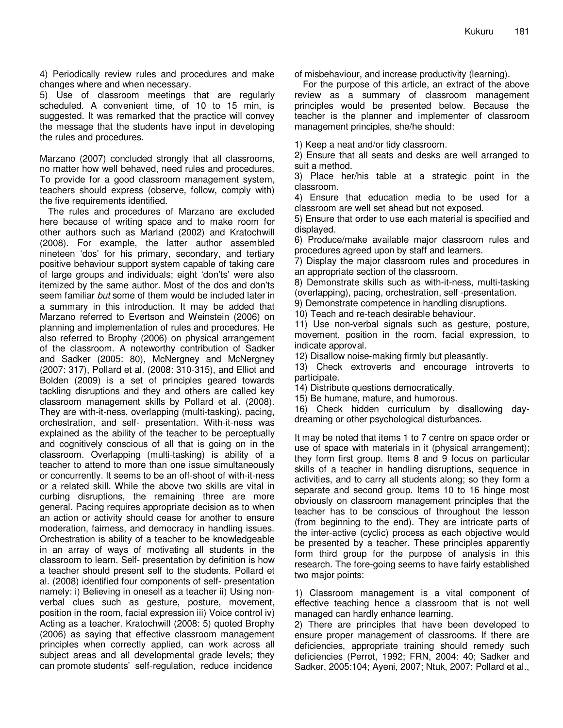4) Periodically review rules and procedures and make changes where and when necessary.

5) Use of classroom meetings that are regularly scheduled. A convenient time, of 10 to 15 min, is suggested. It was remarked that the practice will convey the message that the students have input in developing the rules and procedures.

Marzano (2007) concluded strongly that all classrooms, no matter how well behaved, need rules and procedures. To provide for a good classroom management system, teachers should express (observe, follow, comply with) the five requirements identified.

The rules and procedures of Marzano are excluded here because of writing space and to make room for other authors such as Marland (2002) and Kratochwill (2008). For example, the latter author assembled nineteen 'dos' for his primary, secondary, and tertiary positive behaviour support system capable of taking care of large groups and individuals; eight 'don'ts' were also itemized by the same author. Most of the dos and don'ts seem familiar *but* some of them would be included later in a summary in this introduction. It may be added that Marzano referred to Evertson and Weinstein (2006) on planning and implementation of rules and procedures. He also referred to Brophy (2006) on physical arrangement of the classroom. A noteworthy contribution of Sadker and Sadker (2005: 80), McNergney and McNergney (2007: 317), Pollard et al. (2008: 310-315), and Elliot and Bolden (2009) is a set of principles geared towards tackling disruptions and they and others are called key classroom management skills by Pollard et al. (2008). They are with-it-ness, overlapping (multi-tasking), pacing, orchestration, and self- presentation. With-it-ness was explained as the ability of the teacher to be perceptually and cognitively conscious of all that is going on in the classroom. Overlapping (multi-tasking) is ability of a teacher to attend to more than one issue simultaneously or concurrently. It seems to be an off-shoot of with-it-ness or a related skill. While the above two skills are vital in curbing disruptions, the remaining three are more general. Pacing requires appropriate decision as to when an action or activity should cease for another to ensure moderation, fairness, and democracy in handling issues. Orchestration is ability of a teacher to be knowledgeable in an array of ways of motivating all students in the classroom to learn. Self- presentation by definition is how a teacher should present self to the students. Pollard et al. (2008) identified four components of self- presentation namely: i) Believing in oneself as a teacher ii) Using non-verbal clues such as gesture, posture, movement, position in the room, facial expression iii) Voice control iv) Acting as a teacher. Kratochwill (2008: 5) quoted Brophy (2006) as saying that effective classroom management principles when correctly applied, can work across all subject areas and all developmental grade levels; they can promote students' self-regulation, reduce incidence of misbehaviour, and increase productivity (learning).

For the purpose of this article, an extract of the above review as a summary of classroom management principles would be presented below. Because the teacher is the planner and implementer of classroom management principles, she/he should:

1) Keep a neat and/or tidy classroom.
2) Ensure that all seats and desks are well arranged to suit a method.
3) Place her/his table at a strategic point in the classroom.
4) Ensure that education media to be used for a classroom are well set ahead but not exposed.
5) Ensure that order to use each material is specified and displayed.
6) Produce/make available major classroom rules and procedures agreed upon by staff and learners.
7) Display the major classroom rules and procedures in an appropriate section of the classroom.
8) Demonstrate skills such as with-it-ness, multi-tasking (overlapping), pacing, orchestration, self -presentation.
9) Demonstrate competence in handling disruptions.
10) Teach and re-teach desirable behaviour.
11) Use non-verbal signals such as gesture, posture, movement, position in the room, facial expression, to indicate approval.
12) Disallow noise-making firmly but pleasantly.
13) Check extroverts and encourage introverts to participate.
14) Distribute questions democratically.
15) Be humane, mature, and humorous.
16) Check hidden curriculum by disallowing day-dreaming or other psychological disturbances.

It may be noted that items 1 to 7 centre on space order or use of space with materials in it (physical arrangement); they form first group. Items 8 and 9 focus on particular skills of a teacher in handling disruptions, sequence in activities, and to carry all students along; so they form a separate and second group. Items 10 to 16 hinge most obviously on classroom management principles that the teacher has to be conscious of throughout the lesson (from beginning to the end). They are intricate parts of the inter-active (cyclic) process as each objective would be presented by a teacher. These principles apparently form third group for the purpose of analysis in this research. The fore-going seems to have fairly established two major points:

1) Classroom management is a vital component of effective teaching hence a classroom that is not well managed can hardly enhance learning.
2) There are principles that have been developed to ensure proper management of classrooms. If there are deficiencies, appropriate training should remedy such deficiencies (Perrot, 1992; FRN, 2004: 40; Sadker and Sadker, 2005:104; Ayeni, 2007; Ntuk, 2007; Pollard et al.,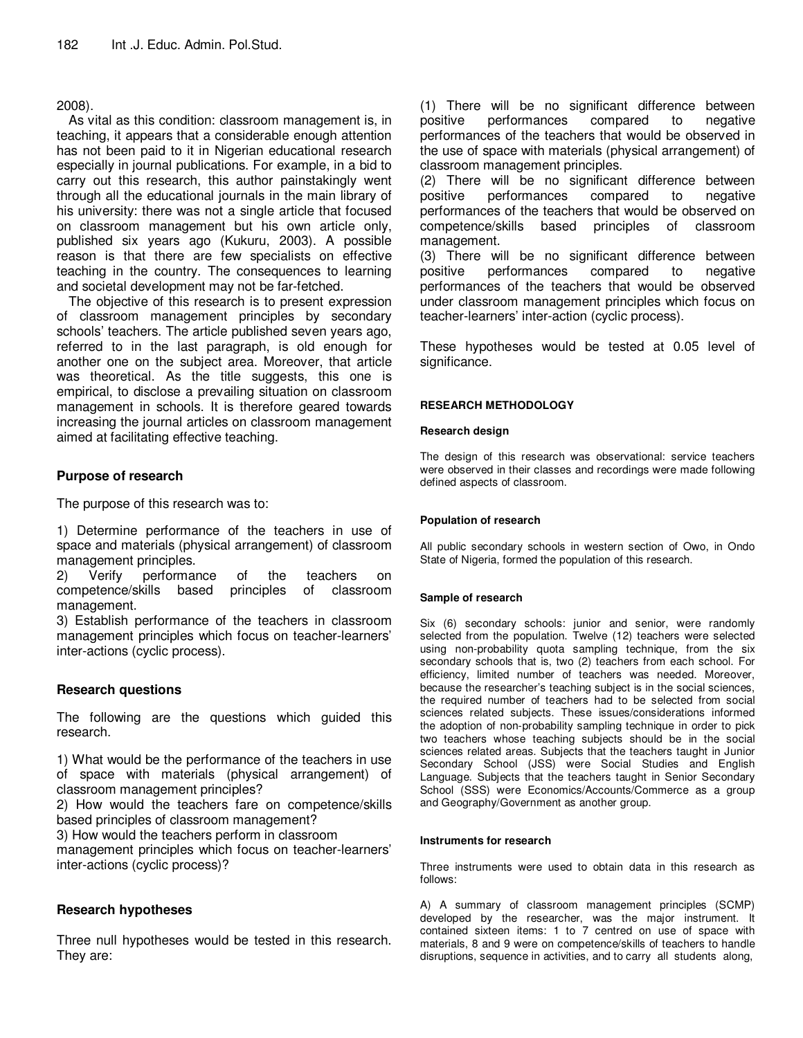2008).

As vital as this condition: classroom management is, in teaching, it appears that a considerable enough attention has not been paid to it in Nigerian educational research especially in journal publications. For example, in a bid to carry out this research, this author painstakingly went through all the educational journals in the main library of his university: there was not a single article that focused on classroom management but his own article only, published six years ago (Kukuru, 2003). A possible reason is that there are few specialists on effective teaching in the country. The consequences to learning and societal development may not be far-fetched.

The objective of this research is to present expression of classroom management principles by secondary schools' teachers. The article published seven years ago, referred to in the last paragraph, is old enough for another one on the subject area. Moreover, that article was theoretical. As the title suggests, this one is empirical, to disclose a prevailing situation on classroom management in schools. It is therefore geared towards increasing the journal articles on classroom management aimed at facilitating effective teaching.

## Purpose of research

The purpose of this research was to:

1) Determine performance of the teachers in use of space and materials (physical arrangement) of classroom management principles.
2) Verify performance of the teachers on competence/skills based principles of classroom management.
3) Establish performance of the teachers in classroom management principles which focus on teacher-learners' inter-actions (cyclic process).

## Research questions

The following are the questions which guided this research.

1) What would be the performance of the teachers in use of space with materials (physical arrangement) of classroom management principles?
2) How would the teachers fare on competence/skills based principles of classroom management?
3) How would the teachers perform in classroom management principles which focus on teacher-learners' inter-actions (cyclic process)?

## Research hypotheses

Three null hypotheses would be tested in this research. They are:

(1) There will be no significant difference between positive performances compared to negative performances of the teachers that would be observed in the use of space with materials (physical arrangement) of classroom management principles.
(2) There will be no significant difference between positive performances compared to negative performances of the teachers that would be observed on competence/skills based principles of classroom management.
(3) There will be no significant difference between positive performances compared to negative performances of the teachers that would be observed under classroom management principles which focus on teacher-learners' inter-action (cyclic process).

These hypotheses would be tested at 0.05 level of significance.

## RESEARCH METHODOLOGY

### Research design

The design of this research was observational: service teachers were observed in their classes and recordings were made following defined aspects of classroom.

### Population of research

All public secondary schools in western section of Owo, in Ondo State of Nigeria, formed the population of this research.

### Sample of research

Six (6) secondary schools: junior and senior, were randomly selected from the population. Twelve (12) teachers were selected using non-probability quota sampling technique, from the six secondary schools that is, two (2) teachers from each school. For efficiency, limited number of teachers was needed. Moreover, because the researcher's teaching subject is in the social sciences, the required number of teachers had to be selected from social sciences related subjects. These issues/considerations informed the adoption of non-probability sampling technique in order to pick two teachers whose teaching subjects should be in the social sciences related areas. Subjects that the teachers taught in Junior Secondary School (JSS) were Social Studies and English Language. Subjects that the teachers taught in Senior Secondary School (SSS) were Economics/Accounts/Commerce as a group and Geography/Government as another group.

### Instruments for research

Three instruments were used to obtain data in this research as follows:

A) A summary of classroom management principles (SCMP) developed by the researcher, was the major instrument. It contained sixteen items: 1 to 7 centred on use of space with materials, 8 and 9 were on competence/skills of teachers to handle disruptions, sequence in activities, and to carry all students along,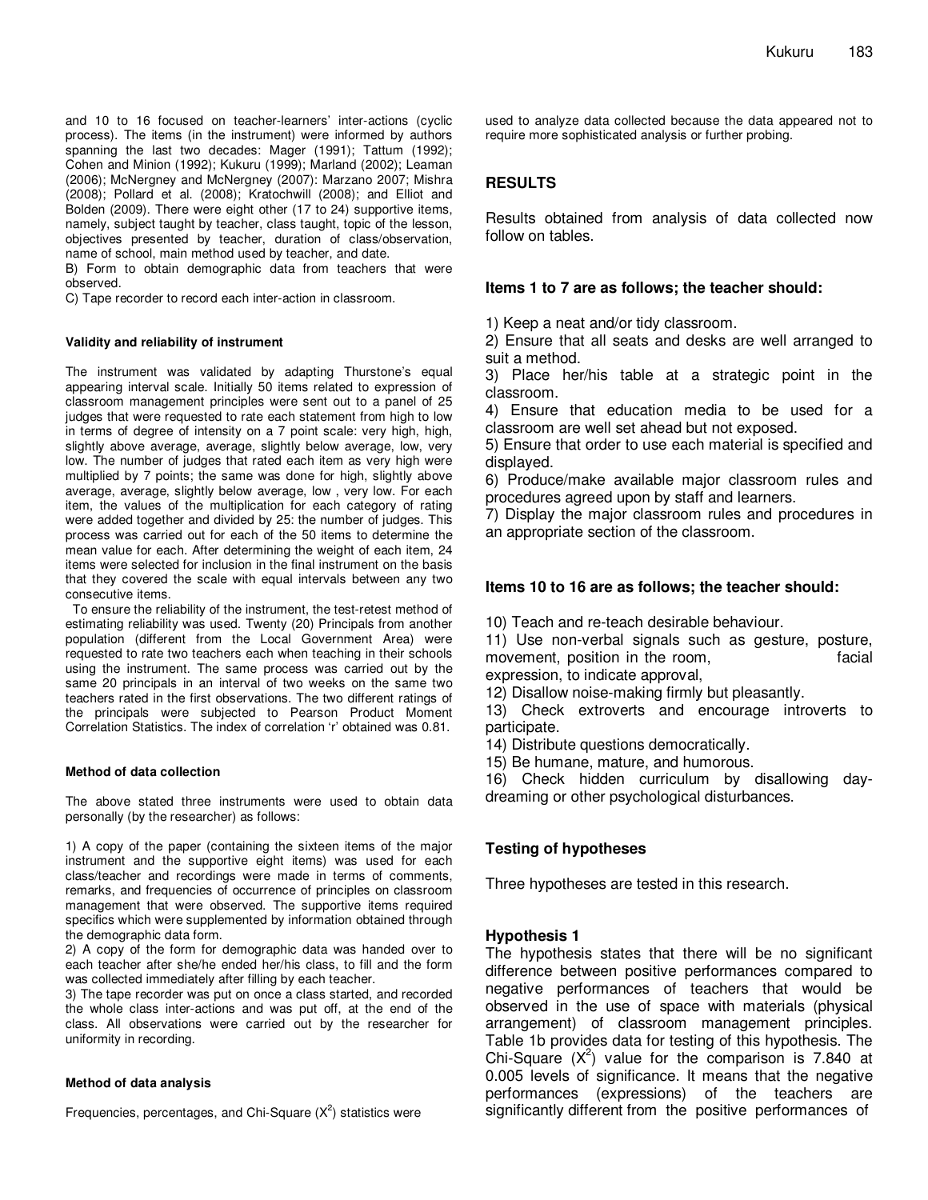and 10 to 16 focused on teacher-learners' inter-actions (cyclic process). The items (in the instrument) were informed by authors spanning the last two decades: Mager (1991); Tattum (1992); Cohen and Minion (1992); Kukuru (1999); Marland (2002); Leaman (2006); McNergney and McNergney (2007): Marzano 2007; Mishra (2008); Pollard et al. (2008); Kratochwill (2008); and Elliot and Bolden (2009). There were eight other (17 to 24) supportive items, namely, subject taught by teacher, class taught, topic of the lesson, objectives presented by teacher, duration of class/observation, name of school, main method used by teacher, and date.

B) Form to obtain demographic data from teachers that were observed.

C) Tape recorder to record each inter-action in classroom.

#### Validity and reliability of instrument

The instrument was validated by adapting Thurstone's equal appearing interval scale. Initially 50 items related to expression of classroom management principles were sent out to a panel of 25 judges that were requested to rate each statement from high to low in terms of degree of intensity on a 7 point scale: very high, high, slightly above average, average, slightly below average, low, very low. The number of judges that rated each item as very high were multiplied by 7 points; the same was done for high, slightly above average, average, slightly below average, low , very low. For each item, the values of the multiplication for each category of rating were added together and divided by 25: the number of judges. This process was carried out for each of the 50 items to determine the mean value for each. After determining the weight of each item, 24 items were selected for inclusion in the final instrument on the basis that they covered the scale with equal intervals between any two consecutive items.

To ensure the reliability of the instrument, the test-retest method of estimating reliability was used. Twenty (20) Principals from another population (different from the Local Government Area) were requested to rate two teachers each when teaching in their schools using the instrument. The same process was carried out by the same 20 principals in an interval of two weeks on the same two teachers rated in the first observations. The two different ratings of the principals were subjected to Pearson Product Moment Correlation Statistics. The index of correlation 'r' obtained was 0.81.

#### Method of data collection

The above stated three instruments were used to obtain data personally (by the researcher) as follows:

1) A copy of the paper (containing the sixteen items of the major instrument and the supportive eight items) was used for each class/teacher and recordings were made in terms of comments, remarks, and frequencies of occurrence of principles on classroom management that were observed. The supportive items required specifics which were supplemented by information obtained through the demographic data form.

2) A copy of the form for demographic data was handed over to each teacher after she/he ended her/his class, to fill and the form was collected immediately after filling by each teacher.

3) The tape recorder was put on once a class started, and recorded the whole class inter-actions and was put off, at the end of the class. All observations were carried out by the researcher for uniformity in recording.

#### Method of data analysis

Frequencies, percentages, and Chi-Square ($X^2$) statistics were used to analyze data collected because the data appeared not to require more sophisticated analysis or further probing.

## RESULTS

Results obtained from analysis of data collected now follow on tables.

### Items 1 to 7 are as follows; the teacher should:

1) Keep a neat and/or tidy classroom.
2) Ensure that all seats and desks are well arranged to suit a method.
3) Place her/his table at a strategic point in the classroom.
4) Ensure that education media to be used for a classroom are well set ahead but not exposed.
5) Ensure that order to use each material is specified and displayed.
6) Produce/make available major classroom rules and procedures agreed upon by staff and learners.
7) Display the major classroom rules and procedures in an appropriate section of the classroom.

### Items 10 to 16 are as follows; the teacher should:

10) Teach and re-teach desirable behaviour.
11) Use non-verbal signals such as gesture, posture, movement, position in the room, facial expression, to indicate approval,
12) Disallow noise-making firmly but pleasantly.
13) Check extroverts and encourage introverts to participate.
14) Distribute questions democratically.
15) Be humane, mature, and humorous.
16) Check hidden curriculum by disallowing day-dreaming or other psychological disturbances.

### Testing of hypotheses

Three hypotheses are tested in this research.

### Hypothesis 1

The hypothesis states that there will be no significant difference between positive performances compared to negative performances of teachers that would be observed in the use of space with materials (physical arrangement) of classroom management principles. Table 1b provides data for testing of this hypothesis. The Chi-Square ($X^2$) value for the comparison is 7.840 at 0.005 levels of significance. It means that the negative performances (expressions) of the teachers are significantly different from the positive performances of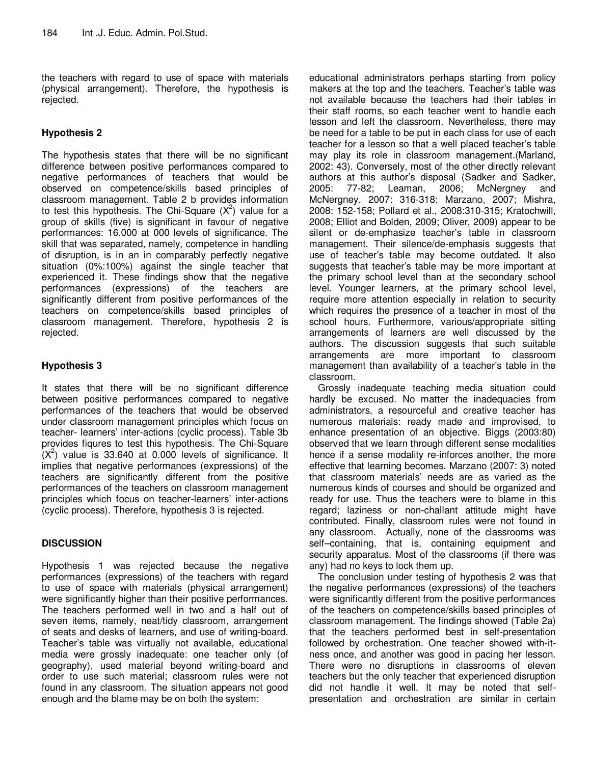the teachers with regard to use of space with materials (physical arrangement). Therefore, the hypothesis is rejected.

### Hypothesis 2

The hypothesis states that there will be no significant difference between positive performances compared to negative performances of teachers that would be observed on competence/skills based principles of classroom management. Table 2 b provides information to test this hypothesis. The Chi-Square ($X^2$) value for a group of skills (five) is significant in favour of negative performances: 16.000 at 000 levels of significance. The skill that was separated, namely, competence in handling of disruption, is in an in comparably perfectly negative situation (0%:100%) against the single teacher that experienced it. These findings show that the negative performances (expressions) of the teachers are significantly different from positive performances of the teachers on competence/skills based principles of classroom management. Therefore, hypothesis 2 is rejected.

### Hypothesis 3

It states that there will be no significant difference between positive performances compared to negative performances of the teachers that would be observed under classroom management principles which focus on teacher- learners' inter-actions (cyclic process). Table 3b provides fiqures to test this hypothesis. The Chi-Square ($X^2$) value is 33.640 at 0.000 levels of significance. It implies that negative performances (expressions) of the teachers are significantly different from the positive performances of the teachers on classroom management principles which focus on teacher-learners' inter-actions (cyclic process). Therefore, hypothesis 3 is rejected.

## DISCUSSION

Hypothesis 1 was rejected because the negative performances (expressions) of the teachers with regard to use of space with materials (physical arrangement) were significantly higher than their positive performances. The teachers performed well in two and a half out of seven items, namely, neat/tidy classroom, arrangement of seats and desks of learners, and use of writing-board. Teacher's table was virtually not available, educational media were grossly inadequate: one teacher only (of geography), used material beyond writing-board and order to use such material; classroom rules were not found in any classroom. The situation appears not good enough and the blame may be on both the system: educational administrators perhaps starting from policy makers at the top and the teachers. Teacher's table was not available because the teachers had their tables in their staff rooms, so each teacher went to handle each lesson and left the classroom. Nevertheless, there may be need for a table to be put in each class for use of each teacher for a lesson so that a well placed teacher's table may play its role in classroom management.(Marland, 2002: 43). Conversely, most of the other directly relevant authors at this author's disposal (Sadker and Sadker, 2005: 77-82; Leaman, 2006; McNergney and McNergney, 2007: 316-318; Marzano, 2007; Mishra, 2008: 152-158; Pollard et al., 2008:310-315; Kratochwill, 2008; Elliot and Bolden, 2009; Oliver, 2009) appear to be silent or de-emphasize teacher's table in classroom management. Their silence/de-emphasis suggests that use of teacher's table may become outdated. It also suggests that teacher's table may be more important at the primary school level than at the secondary school level. Younger learners, at the primary school level, require more attention especially in relation to security which requires the presence of a teacher in most of the school hours. Furthermore, various/appropriate sitting arrangements of learners are well discussed by the authors. The discussion suggests that such suitable arrangements are more important to classroom management than availability of a teacher's table in the classroom.

Grossly inadequate teaching media situation could hardly be excused. No matter the inadequacies from administrators, a resourceful and creative teacher has numerous materials: ready made and improvised, to enhance presentation of an objective. Biggs (2003:80) observed that we learn through different sense modalities hence if a sense modality re-inforces another, the more effective that learning becomes. Marzano (2007: 3) noted that classroom materials' needs are as varied as the numerous kinds of courses and should be organized and ready for use. Thus the teachers were to blame in this regard; laziness or non-challant attitude might have contributed. Finally, classroom rules were not found in any classroom. Actually, none of the classrooms was self–containing, that is, containing equipment and security apparatus. Most of the classrooms (if there was any) had no keys to lock them up.

The conclusion under testing of hypothesis 2 was that the negative performances (expressions) of the teachers were significantly different from the positive performances of the teachers on competence/skills based principles of classroom management. The findings showed (Table 2a) that the teachers performed best in self-presentation followed by orchestration. One teacher showed with-it-ness once, and another was good in pacing her lesson. There were no disruptions in classrooms of eleven teachers but the only teacher that experienced disruption did not handle it well. It may be noted that self-presentation and orchestration are similar in certain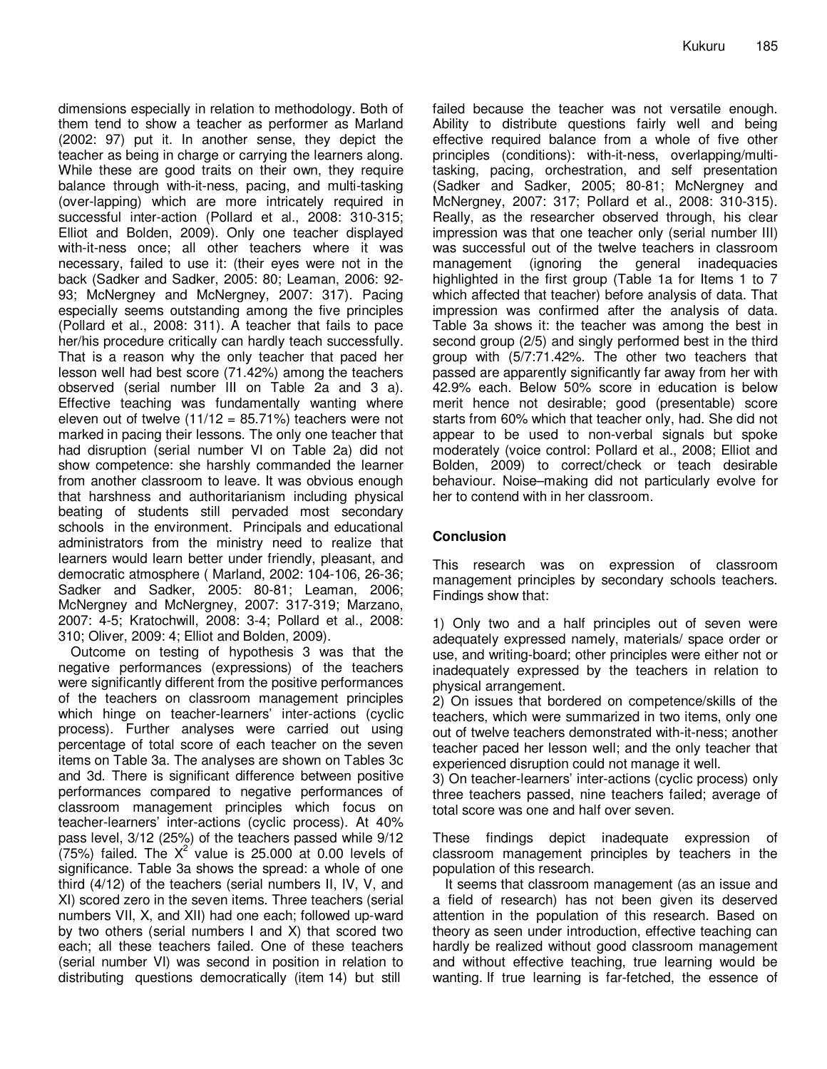dimensions especially in relation to methodology. Both of them tend to show a teacher as performer as Marland (2002: 97) put it. In another sense, they depict the teacher as being in charge or carrying the learners along. While these are good traits on their own, they require balance through with-it-ness, pacing, and multi-tasking (over-lapping) which are more intricately required in successful inter-action (Pollard et al., 2008: 310-315; Elliot and Bolden, 2009). Only one teacher displayed with-it-ness once; all other teachers where it was necessary, failed to use it: (their eyes were not in the back (Sadker and Sadker, 2005: 80; Leaman, 2006: 92-93; McNergney and McNergney, 2007: 317). Pacing especially seems outstanding among the five principles (Pollard et al., 2008: 311). A teacher that fails to pace her/his procedure critically can hardly teach successfully. That is a reason why the only teacher that paced her lesson well had best score (71.42%) among the teachers observed (serial number III on Table 2a and 3 a). Effective teaching was fundamentally wanting where eleven out of twelve (11/12 = 85.71%) teachers were not marked in pacing their lessons. The only one teacher that had disruption (serial number VI on Table 2a) did not show competence: she harshly commanded the learner from another classroom to leave. It was obvious enough that harshness and authoritarianism including physical beating of students still pervaded most secondary schools in the environment. Principals and educational administrators from the ministry need to realize that learners would learn better under friendly, pleasant, and democratic atmosphere ( Marland, 2002: 104-106, 26-36; Sadker and Sadker, 2005: 80-81; Leaman, 2006; McNergney and McNergney, 2007: 317-319; Marzano, 2007: 4-5; Kratochwill, 2008: 3-4; Pollard et al., 2008: 310; Oliver, 2009: 4; Elliot and Bolden, 2009).

Outcome on testing of hypothesis 3 was that the negative performances (expressions) of the teachers were significantly different from the positive performances of the teachers on classroom management principles which hinge on teacher-learners' inter-actions (cyclic process). Further analyses were carried out using percentage of total score of each teacher on the seven items on Table 3a. The analyses are shown on Tables 3c and 3d. There is significant difference between positive performances compared to negative performances of classroom management principles which focus on teacher-learners' inter-actions (cyclic process). At 40% pass level, 3/12 (25%) of the teachers passed while 9/12 (75%) failed. The $X^2$ value is 25.000 at 0.00 levels of significance. Table 3a shows the spread: a whole of one third (4/12) of the teachers (serial numbers II, IV, V, and XI) scored zero in the seven items. Three teachers (serial numbers VII, X, and XII) had one each; followed up-ward by two others (serial numbers I and X) that scored two each; all these teachers failed. One of these teachers (serial number VI) was second in position in relation to distributing questions democratically (item 14) but still failed because the teacher was not versatile enough. Ability to distribute questions fairly well and being effective required balance from a whole of five other principles (conditions): with-it-ness, overlapping/multi-tasking, pacing, orchestration, and self presentation (Sadker and Sadker, 2005; 80-81; McNergney and McNergney, 2007: 317; Pollard et al., 2008: 310-315). Really, as the researcher observed through, his clear impression was that one teacher only (serial number III) was successful out of the twelve teachers in classroom management (ignoring the general inadequacies highlighted in the first group (Table 1a for Items 1 to 7 which affected that teacher) before analysis of data. That impression was confirmed after the analysis of data. Table 3a shows it: the teacher was among the best in second group (2/5) and singly performed best in the third group with (5/7:71.42%. The other two teachers that passed are apparently significantly far away from her with 42.9% each. Below 50% score in education is below merit hence not desirable; good (presentable) score starts from 60% which that teacher only, had. She did not appear to be used to non-verbal signals but spoke moderately (voice control: Pollard et al., 2008; Elliot and Bolden, 2009) to correct/check or teach desirable behaviour. Noise–making did not particularly evolve for her to contend with in her classroom.

## Conclusion

This research was on expression of classroom management principles by secondary schools teachers. Findings show that:

1) Only two and a half principles out of seven were adequately expressed namely, materials/ space order or use, and writing-board; other principles were either not or inadequately expressed by the teachers in relation to physical arrangement.
2) On issues that bordered on competence/skills of the teachers, which were summarized in two items, only one out of twelve teachers demonstrated with-it-ness; another teacher paced her lesson well; and the only teacher that experienced disruption could not manage it well.
3) On teacher-learners' inter-actions (cyclic process) only three teachers passed, nine teachers failed; average of total score was one and half over seven.

These findings depict inadequate expression of classroom management principles by teachers in the population of this research.

It seems that classroom management (as an issue and a field of research) has not been given its deserved attention in the population of this research. Based on theory as seen under introduction, effective teaching can hardly be realized without good classroom management and without effective teaching, true learning would be wanting. If true learning is far-fetched, the essence of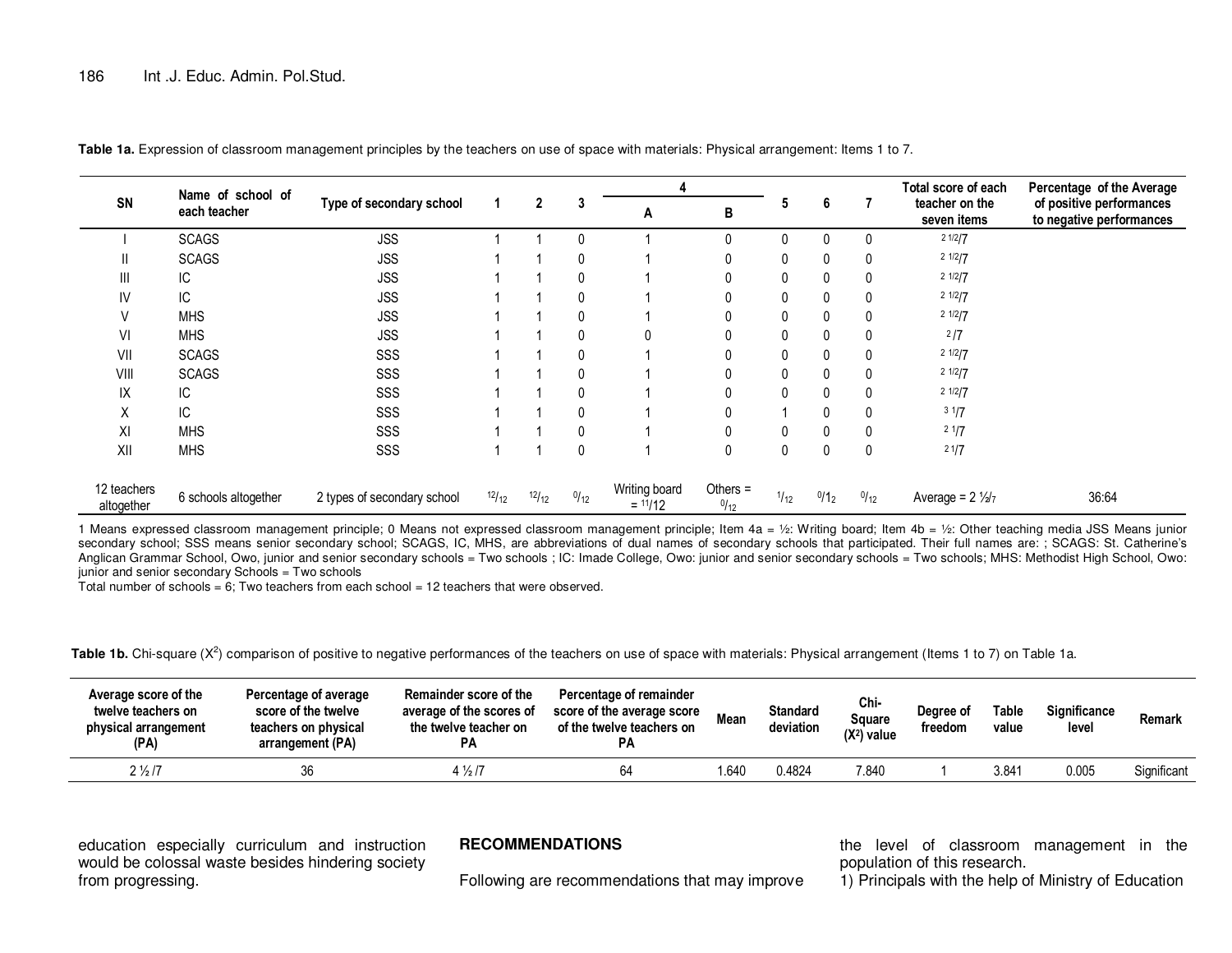**Table 1a.** Expression of classroom management principles by the teachers on use of space with materials: Physical arrangement: Items 1 to 7.

| SN | Name of school of each teacher | Type of secondary school | 1 | 2 | 3 | 4 | | 5 | 6 | 7 | Total score of each teacher on the seven items | Percentage of the Average of positive performances to negative performances |
|---|---|---|---|---|---|---|---|---|---|---|---|---|
| | | | | | | A | B | | | | | |
| I | SCAGS | JSS | 1 | 1 | 0 | 1 | 0 | 0 | 0 | 0 | 2 1/2/7 | |
| II | SCAGS | JSS | 1 | 1 | 0 | 1 | 0 | 0 | 0 | 0 | 2 1/2/7 | |
| III | IC | JSS | 1 | 1 | 0 | 1 | 0 | 0 | 0 | 0 | 2 1/2/7 | |
| IV | IC | JSS | 1 | 1 | 0 | 1 | 0 | 0 | 0 | 0 | 2 1/2/7 | |
| V | MHS | JSS | 1 | 1 | 0 | 1 | 0 | 0 | 0 | 0 | 2 1/2/7 | |
| VI | MHS | JSS | 1 | 1 | 0 | 0 | 0 | 0 | 0 | 0 | 2/7 | |
| VII | SCAGS | SSS | 1 | 1 | 0 | 1 | 0 | 0 | 0 | 0 | 2 1/2/7 | |
| VIII | SCAGS | SSS | 1 | 1 | 0 | 1 | 0 | 0 | 0 | 0 | 2 1/2/7 | |
| IX | IC | SSS | 1 | 1 | 0 | 1 | 0 | 0 | 0 | 0 | 2 1/2/7 | |
| X | IC | SSS | 1 | 1 | 0 | 1 | 0 | 1 | 0 | 0 | 3 1/7 | |
| XI | MHS | SSS | 1 | 1 | 0 | 1 | 0 | 0 | 0 | 0 | 2 1/7 | |
| XII | MHS | SSS | 1 | 1 | 0 | 1 | 0 | 0 | 0 | 0 | 2 1/7 | |
| 12 teachers altogether | 6 schools altogether | 2 types of secondary school | 12/12 | 12/12 | 0/12 | Writing board = 11/12 | Others = 0/12 | 1/12 | 0/12 | 0/12 | Average = 2 ½/7 | 36:64 |

1 Means expressed classroom management principle; 0 Means not expressed classroom management principle; Item 4a = ½: Writing board; Item 4b = ½: Other teaching media JSS Means junior secondary school; SSS means senior secondary school; SCAGS, IC, MHS, are abbreviations of dual names of secondary schools that participated. Their full names are: ; SCAGS: St. Catherine's Anglican Grammar School, Owo, junior and senior secondary schools = Two schools ; IC: Imade College, Owo: junior and senior secondary schools = Two schools; MHS: Methodist High School, Owo: junior and senior secondary Schools = Two schools
Total number of schools = 6; Two teachers from each school = 12 teachers that were observed.

**Table 1b.** Chi-square ($X^2$) comparison of positive to negative performances of the teachers on use of space with materials: Physical arrangement (Items 1 to 7) on Table 1a.

| Average score of the twelve teachers on physical arrangement (PA) | Percentage of average score of the twelve teachers on physical arrangement (PA) | Remainder score of the average of the scores of the twelve teacher on PA | Percentage of remainder score of the average score of the twelve teachers on PA | Mean | Standard deviation | Chi-Square ($X^2$) value | Degree of freedom | Table value | Significance level | Remark |
|---|---|---|---|---|---|---|---|---|---|---|
| 2 ½ /7 | 36 | 4 ½ /7 | 64 | 1.640 | 0.4824 | 7.840 | 1 | 3.841 | 0.005 | Significant |

education especially curriculum and instruction would be colossal waste besides hindering society from progressing.

## RECOMMENDATIONS

Following are recommendations that may improve the level of classroom management in the population of this research.

1) Principals with the help of Ministry of Education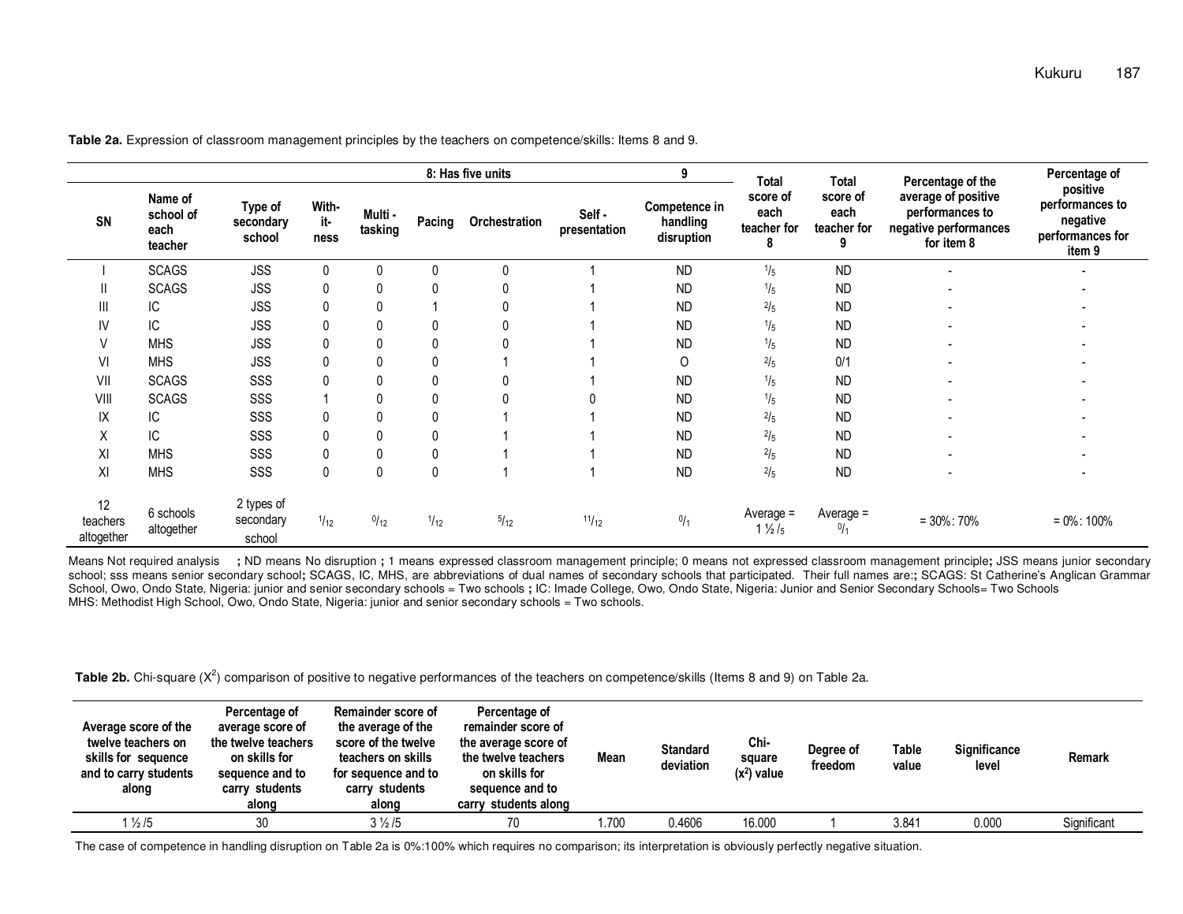**Table 2a.** Expression of classroom management principles by the teachers on competence/skills: Items 8 and 9.

| SN | Name of school of each teacher | Type of secondary school | 8: Has five units: With-it-ness | Multi - tasking | Pacing | Orchestration | Self - presentation | 9: Competence in handling disruption | Total score of each teacher for 8 | Total score of each teacher for 9 | Percentage of the average of positive performances to negative performances for item 8 | Percentage of positive performances to negative performances for item 9 |
|---|---|---|---|---|---|---|---|---|---|---|---|---|
| I | SCAGS | JSS | 0 | 0 | 0 | 0 | 1 | ND | $^{1}/_{5}$ | ND | - | - |
| II | SCAGS | JSS | 0 | 0 | 0 | 0 | 1 | ND | $^{1}/_{5}$ | ND | - | - |
| III | IC | JSS | 0 | 0 | 1 | 0 | 1 | ND | $^{2}/_{5}$ | ND | - | - |
| IV | IC | JSS | 0 | 0 | 0 | 0 | 1 | ND | $^{1}/_{5}$ | ND | - | - |
| V | MHS | JSS | 0 | 0 | 0 | 0 | 1 | ND | $^{1}/_{5}$ | ND | - | - |
| VI | MHS | JSS | 0 | 0 | 0 | 1 | 1 | O | $^{2}/_{5}$ | 0/1 | - | - |
| VII | SCAGS | SSS | 0 | 0 | 0 | 0 | 1 | ND | $^{1}/_{5}$ | ND | - | - |
| VIII | SCAGS | SSS | 1 | 0 | 0 | 0 | 0 | ND | $^{1}/_{5}$ | ND | - | - |
| IX | IC | SSS | 0 | 0 | 0 | 1 | 1 | ND | $^{2}/_{5}$ | ND | - | - |
| X | IC | SSS | 0 | 0 | 0 | 1 | 1 | ND | $^{2}/_{5}$ | ND | - | - |
| XI | MHS | SSS | 0 | 0 | 0 | 1 | 1 | ND | $^{2}/_{5}$ | ND | - | - |
| XI | MHS | SSS | 0 | 0 | 0 | 1 | 1 | ND | $^{2}/_{5}$ | ND | - | - |
| 12 teachers altogether | 6 schools altogether | 2 types of secondary school | $^{1}/_{12}$ | $^{0}/_{12}$ | $^{1}/_{12}$ | $^{5}/_{12}$ | $^{11}/_{12}$ | $^{0}/_{1}$ | Average = 1 ½ /5 | Average = $^{0}/_{1}$ | = 30%: 70% | = 0%: 100% |

Means Not required analysis **;** ND means No disruption **;** 1 means expressed classroom management principle; 0 means not expressed classroom management principle**;** JSS means junior secondary school; sss means senior secondary school**;** SCAGS, IC, MHS, are abbreviations of dual names of secondary schools that participated. Their full names are:**;** SCAGS: St Catherine's Anglican Grammar School, Owo, Ondo State, Nigeria: junior and senior secondary schools = Two schools **;** IC: Imade College, Owo, Ondo State, Nigeria: Junior and Senior Secondary Schools= Two Schools MHS: Methodist High School, Owo, Ondo State, Nigeria: junior and senior secondary schools = Two schools.

**Table 2b.** Chi-square ($X^2$) comparison of positive to negative performances of the teachers on competence/skills (Items 8 and 9) on Table 2a.

| Average score of the twelve teachers on skills for sequence and to carry students along | Percentage of average score of the twelve teachers on skills for sequence and to carry students along | Remainder score of the average of the score of the twelve teachers on skills for sequence and to carry students along | Percentage of remainder score of the average score of the twelve teachers on skills for sequence and to carry students along | Mean | Standard deviation | Chi-square ($x^2$) value | Degree of freedom | Table value | Significance level | Remark |
|---|---|---|---|---|---|---|---|---|---|---|
| 1 ½ /5 | 30 | 3 ½ /5 | 70 | 1.700 | 0.4606 | 16.000 | 1 | 3.841 | 0.000 | Significant |

The case of competence in handling disruption on Table 2a is 0%:100% which requires no comparison; its interpretation is obviously perfectly negative situation.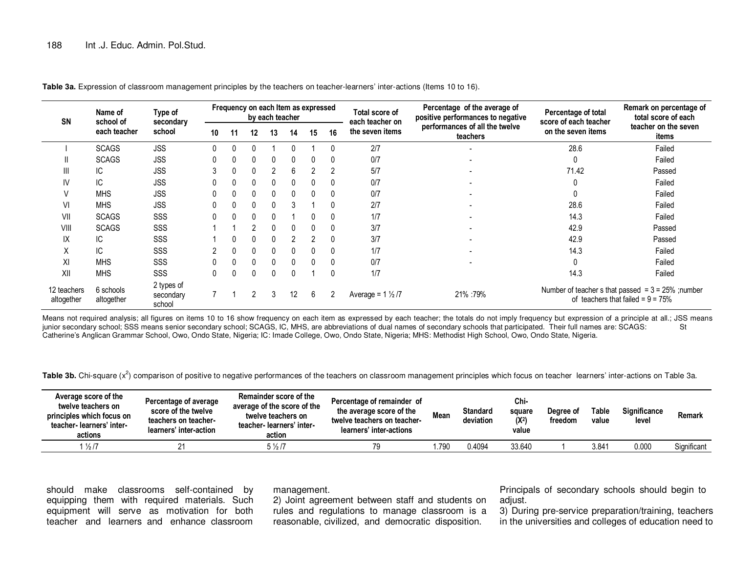**Table 3a.** Expression of classroom management principles by the teachers on teacher-learners' inter-actions (Items 10 to 16).

| SN | Name of school of each teacher | Type of secondary school | Frequency on each Item as expressed by each teacher | | | | | | | Total score of each teacher on the seven items | Percentage of the average of positive performances to negative performances of all the twelve teachers | Percentage of total score of each teacher on the seven items | Remark on percentage of total score of each teacher on the seven items |
|---|---|---|---|---|---|---|---|---|---|---|---|---|---|
| | | | 10 | 11 | 12 | 13 | 14 | 15 | 16 | | | | |
| I | SCAGS | JSS | 0 | 0 | 0 | 1 | 0 | 1 | 0 | 2/7 | - | 28.6 | Failed |
| II | SCAGS | JSS | 0 | 0 | 0 | 0 | 0 | 0 | 0 | 0/7 | - | 0 | Failed |
| III | IC | JSS | 3 | 0 | 0 | 2 | 6 | 2 | 2 | 5/7 | - | 71.42 | Passed |
| IV | IC | JSS | 0 | 0 | 0 | 0 | 0 | 0 | 0 | 0/7 | - | 0 | Failed |
| V | MHS | JSS | 0 | 0 | 0 | 0 | 0 | 0 | 0 | 0/7 | - | 0 | Failed |
| VI | MHS | JSS | 0 | 0 | 0 | 0 | 3 | 1 | 0 | 2/7 | - | 28.6 | Failed |
| VII | SCAGS | SSS | 0 | 0 | 0 | 0 | 1 | 0 | 0 | 1/7 | - | 14.3 | Failed |
| VIII | SCAGS | SSS | 1 | 1 | 2 | 0 | 0 | 0 | 0 | 3/7 | - | 42.9 | Passed |
| IX | IC | SSS | 1 | 0 | 0 | 0 | 2 | 2 | 0 | 3/7 | - | 42.9 | Passed |
| X | IC | SSS | 2 | 0 | 0 | 0 | 0 | 0 | 0 | 1/7 | - | 14.3 | Failed |
| XI | MHS | SSS | 0 | 0 | 0 | 0 | 0 | 0 | 0 | 0/7 | - | 0 | Failed |
| XII | MHS | SSS | 0 | 0 | 0 | 0 | 0 | 1 | 0 | 1/7 | | 14.3 | Failed |
| 12 teachers altogether | 6 schools altogether | 2 types of secondary school | 7 | 1 | 2 | 3 | 12 | 6 | 2 | Average = 1 ½ /7 | 21% :79% | Number of teacher s that passed = 3 = 25% ;number of teachers that failed = 9 = 75% | |

Means not required analysis; all figures on items 10 to 16 show frequency on each item as expressed by each teacher; the totals do not imply frequency but expression of a principle at all.; JSS means junior secondary school; SSS means senior secondary school; SCAGS, IC, MHS, are abbreviations of dual names of secondary schools that participated. Their full names are: SCAGS: St Catherine's Anglican Grammar School, Owo, Ondo State, Nigeria; IC: Imade College, Owo, Ondo State, Nigeria; MHS: Methodist High School, Owo, Ondo State, Nigeria.

**Table 3b.** Chi-square ($x^2$) comparison of positive to negative performances of the teachers on classroom management principles which focus on teacher learners' inter-actions on Table 3a.

| Average score of the twelve teachers on principles which focus on teacher- learners' inter-actions | Percentage of average score of the twelve teachers on teacher-learners' inter-action | Remainder score of the average of the score of the twelve teachers on teacher- learners' inter-action | Percentage of remainder of the average score of the twelve teachers on teacher-learners' inter-actions | Mean | Standard deviation | Chi-square ($X^2$) value | Degree of freedom | Table value | Significance level | Remark |
|---|---|---|---|---|---|---|---|---|---|---|
| 1 ½ /7 | 21 | 5 ½ /7 | 79 | 1.790 | 0.4094 | 33.640 | 1 | 3.841 | 0.000 | Significant |

should make classrooms self-contained by equipping them with required materials. Such equipment will serve as motivation for both teacher and learners and enhance classroom management.

2) Joint agreement between staff and students on rules and regulations to manage classroom is a reasonable, civilized, and democratic disposition. Principals of secondary schools should begin to adjust.

3) During pre-service preparation/training, teachers in the universities and colleges of education need to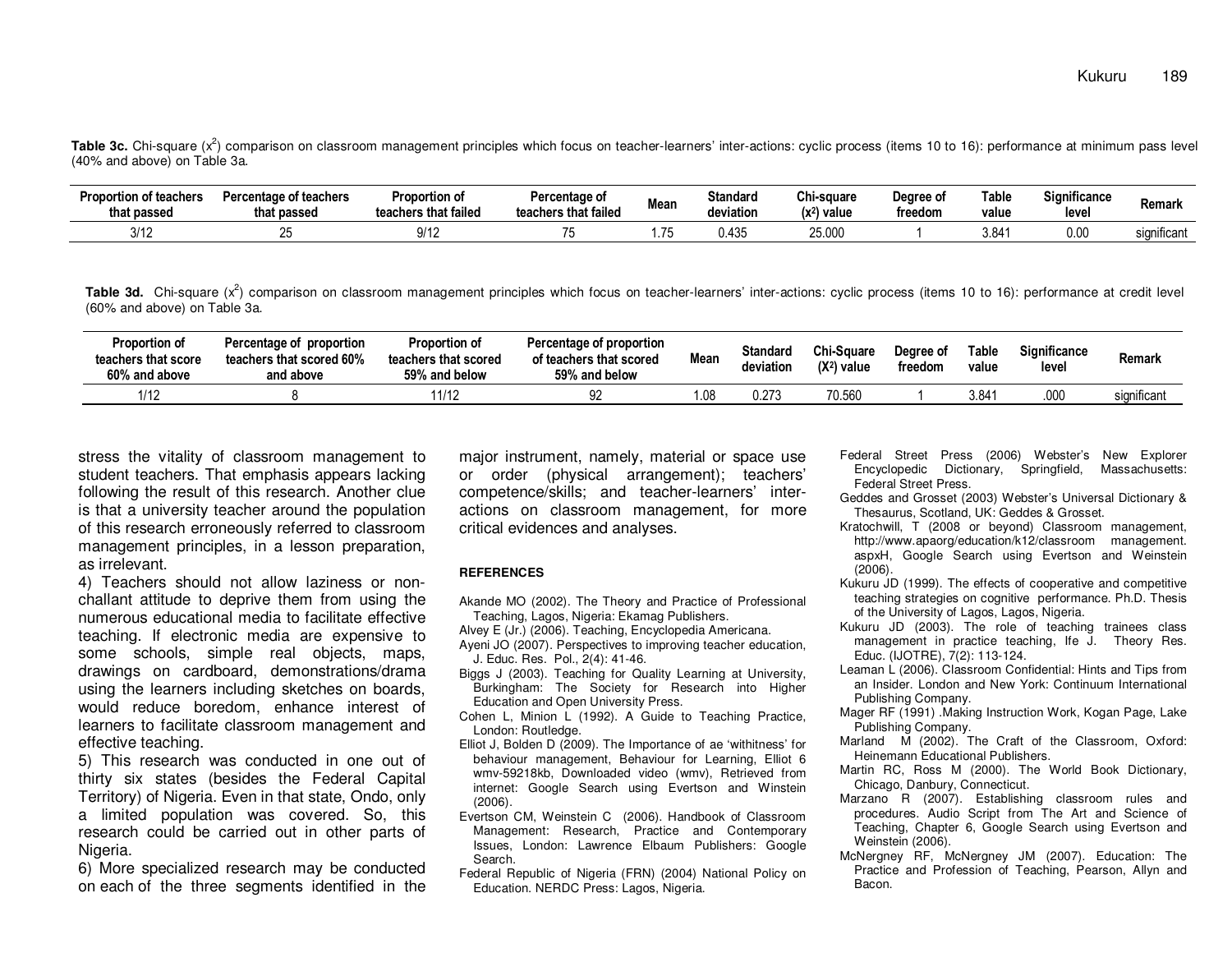**Table 3c.** Chi-square ($x^2$) comparison on classroom management principles which focus on teacher-learners' inter-actions: cyclic process (items 10 to 16): performance at minimum pass level (40% and above) on Table 3a.

| Proportion of teachers that passed | Percentage of teachers that passed | Proportion of teachers that failed | Percentage of teachers that failed | Mean | Standard deviation | Chi-square ($x^2$) value | Degree of freedom | Table value | Significance level | Remark |
|---|---|---|---|---|---|---|---|---|---|---|
| 3/12 | 25 | 9/12 | 75 | 1.75 | 0.435 | 25.000 | 1 | 3.841 | 0.00 | significant |

**Table 3d.** Chi-square ($x^2$) comparison on classroom management principles which focus on teacher-learners' inter-actions: cyclic process (items 10 to 16): performance at credit level (60% and above) on Table 3a.

| Proportion of teachers that score 60% and above | Percentage of proportion teachers that scored 60% and above | Proportion of teachers that scored 59% and below | Percentage of proportion of teachers that scored 59% and below | Mean | Standard deviation | Chi-Square ($X^2$) value | Degree of freedom | Table value | Significance level | Remark |
|---|---|---|---|---|---|---|---|---|---|---|
| 1/12 | 8 | 11/12 | 92 | 1.08 | 0.273 | 70.560 | 1 | 3.841 | .000 | significant |

stress the vitality of classroom management to student teachers. That emphasis appears lacking following the result of this research. Another clue is that a university teacher around the population of this research erroneously referred to classroom management principles, in a lesson preparation, as irrelevant.

4) Teachers should not allow laziness or non-challant attitude to deprive them from using the numerous educational media to facilitate effective teaching. If electronic media are expensive to some schools, simple real objects, maps, drawings on cardboard, demonstrations/drama using the learners including sketches on boards, would reduce boredom, enhance interest of learners to facilitate classroom management and effective teaching.

5) This research was conducted in one out of thirty six states (besides the Federal Capital Territory) of Nigeria. Even in that state, Ondo, only a limited population was covered. So, this research could be carried out in other parts of Nigeria.

6) More specialized research may be conducted on each of the three segments identified in the major instrument, namely, material or space use or order (physical arrangement); teachers' competence/skills; and teacher-learners' inter-actions on classroom management, for more critical evidences and analyses.

## REFERENCES

Akande MO (2002). The Theory and Practice of Professional Teaching, Lagos, Nigeria: Ekamag Publishers.

Alvey E (Jr.) (2006). Teaching, Encyclopedia Americana.

Ayeni JO (2007). Perspectives to improving teacher education, J. Educ. Res. Pol., 2(4): 41-46.

Biggs J (2003). Teaching for Quality Learning at University, Burkingham: The Society for Research into Higher Education and Open University Press.

Cohen L, Minion L (1992). A Guide to Teaching Practice, London: Routledge.

Elliot J, Bolden D (2009). The Importance of ae 'withitness' for behaviour management, Behaviour for Learning, Elliot 6 wmv-59218kb, Downloaded video (wmv), Retrieved from internet: Google Search using Evertson and Winstein (2006).

Evertson CM, Weinstein C (2006). Handbook of Classroom Management: Research, Practice and Contemporary Issues, London: Lawrence Elbaum Publishers: Google Search.

Federal Republic of Nigeria (FRN) (2004) National Policy on Education. NERDC Press: Lagos, Nigeria.

Federal Street Press (2006) Webster's New Explorer Encyclopedic Dictionary, Springfield, Massachusetts: Federal Street Press.

Geddes and Grosset (2003) Webster's Universal Dictionary & Thesaurus, Scotland, UK: Geddes & Grosset.

Kratochwill, T (2008 or beyond) Classroom management, http://www.apaorg/education/k12/classroom management. aspxH, Google Search using Evertson and Weinstein (2006).

Kukuru JD (1999). The effects of cooperative and competitive teaching strategies on cognitive performance. Ph.D. Thesis of the University of Lagos, Lagos, Nigeria.

Kukuru JD (2003). The role of teaching trainees class management in practice teaching, Ife J. Theory Res. Educ. (IJOTRE), 7(2): 113-124.

Leaman L (2006). Classroom Confidential: Hints and Tips from an Insider. London and New York: Continuum International Publishing Company.

Mager RF (1991) .Making Instruction Work, Kogan Page, Lake Publishing Company.

Marland M (2002). The Craft of the Classroom, Oxford: Heinemann Educational Publishers.

Martin RC, Ross M (2000). The World Book Dictionary, Chicago, Danbury, Connecticut.

Marzano R (2007). Establishing classroom rules and procedures. Audio Script from The Art and Science of Teaching, Chapter 6, Google Search using Evertson and Weinstein (2006).

McNergney RF, McNergney JM (2007). Education: The Practice and Profession of Teaching, Pearson, Allyn and Bacon.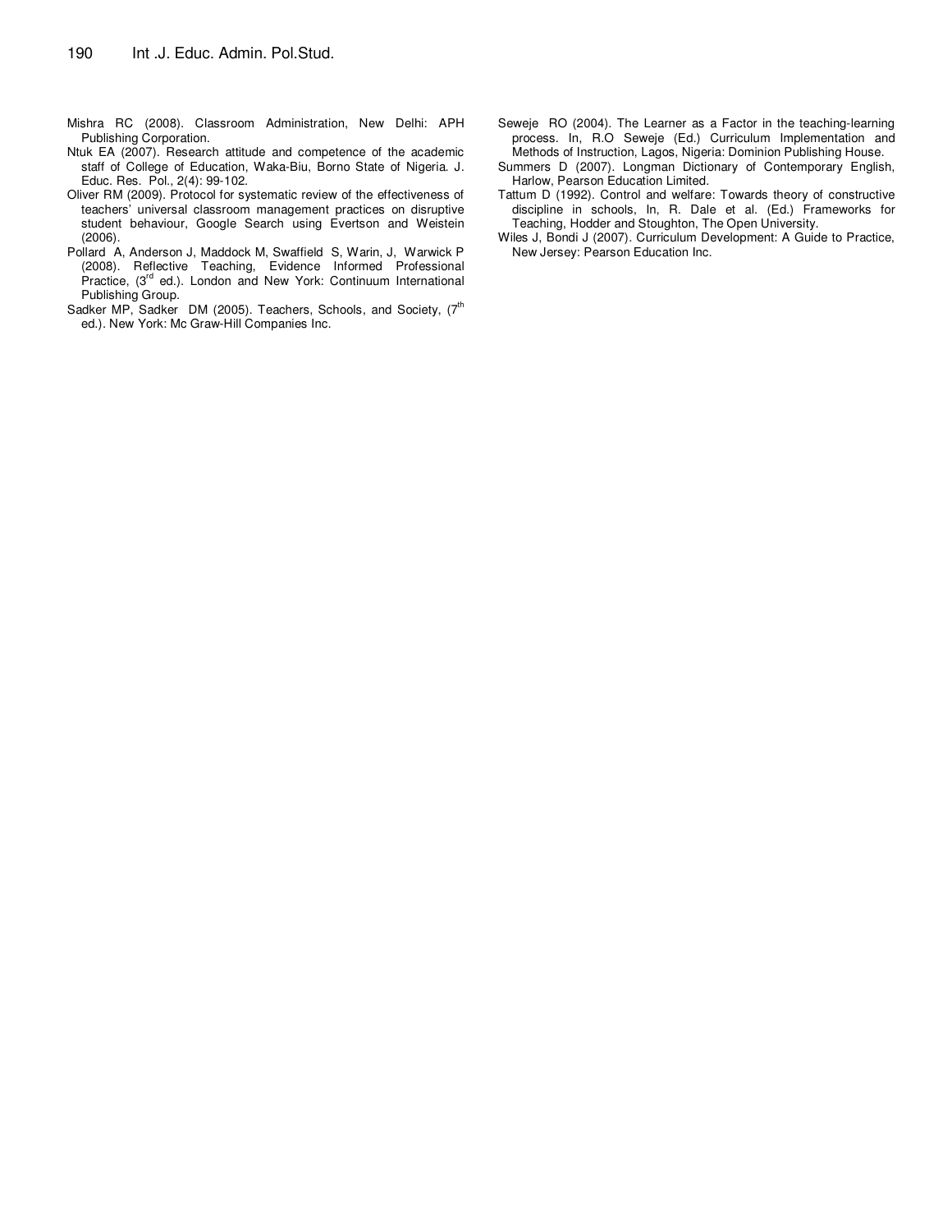Mishra RC (2008). Classroom Administration, New Delhi: APH Publishing Corporation.

Ntuk EA (2007). Research attitude and competence of the academic staff of College of Education, Waka-Biu, Borno State of Nigeria. J. Educ. Res. Pol., 2(4): 99-102.

Oliver RM (2009). Protocol for systematic review of the effectiveness of teachers' universal classroom management practices on disruptive student behaviour, Google Search using Evertson and Weistein (2006).

Pollard A, Anderson J, Maddock M, Swaffield S, Warin, J, Warwick P (2008). Reflective Teaching, Evidence Informed Professional Practice, (3rd ed.). London and New York: Continuum International Publishing Group.

Sadker MP, Sadker DM (2005). Teachers, Schools, and Society, (7th ed.). New York: Mc Graw-Hill Companies Inc.

Seweje RO (2004). The Learner as a Factor in the teaching-learning process. In, R.O Seweje (Ed.) Curriculum Implementation and Methods of Instruction, Lagos, Nigeria: Dominion Publishing House.

Summers D (2007). Longman Dictionary of Contemporary English, Harlow, Pearson Education Limited.

Tattum D (1992). Control and welfare: Towards theory of constructive discipline in schools, In, R. Dale et al. (Ed.) Frameworks for Teaching, Hodder and Stoughton, The Open University.

Wiles J, Bondi J (2007). Curriculum Development: A Guide to Practice, New Jersey: Pearson Education Inc.